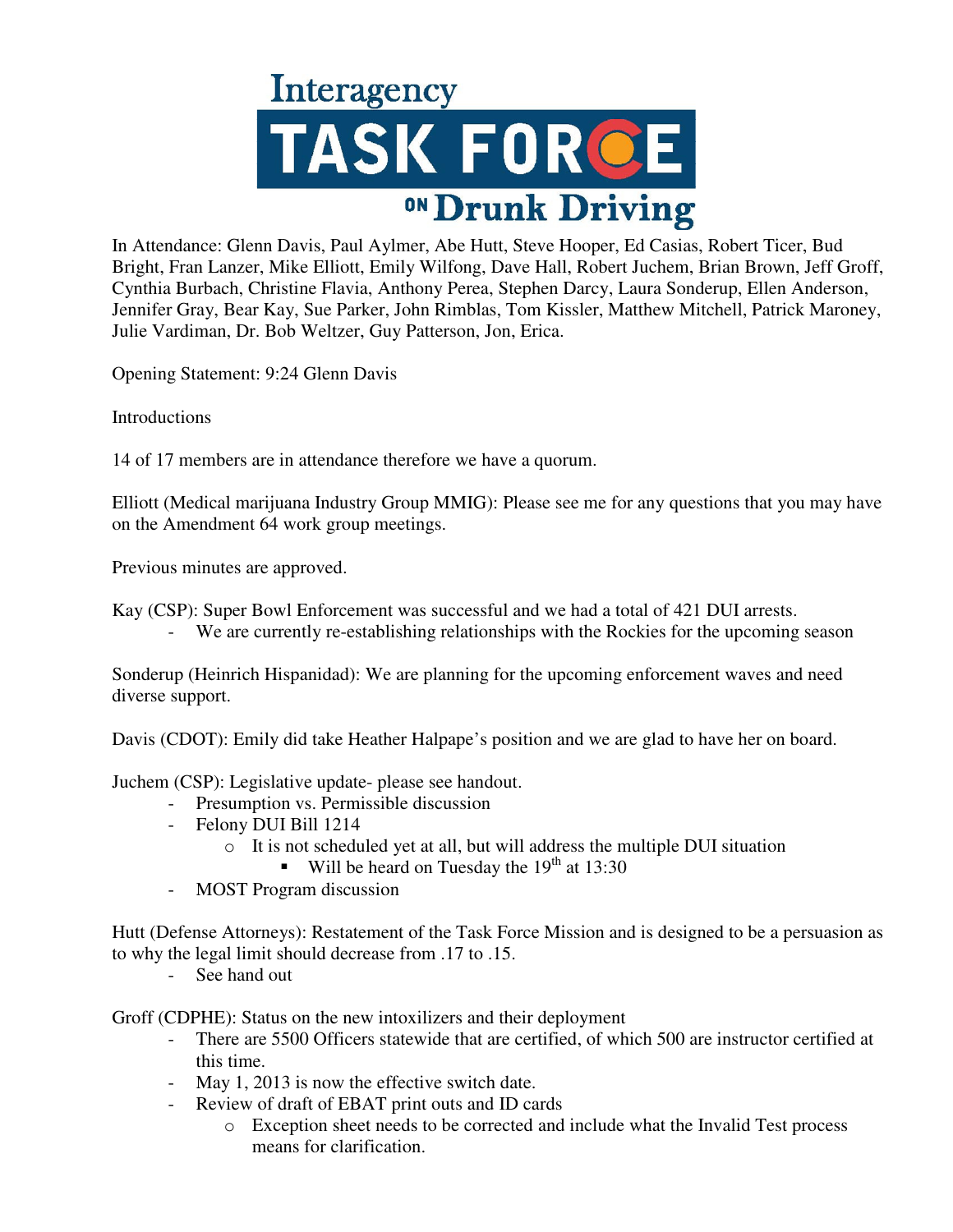# Interagency TASK FORCE ON Drunk Driving

In Attendance: Glenn Davis, Paul Aylmer, Abe Hutt, Steve Hooper, Ed Casias, Robert Ticer, Bud Bright, Fran Lanzer, Mike Elliott, Emily Wilfong, Dave Hall, Robert Juchem, Brian Brown, Jeff Groff, Cynthia Burbach, Christine Flavia, Anthony Perea, Stephen Darcy, Laura Sonderup, Ellen Anderson, Jennifer Gray, Bear Kay, Sue Parker, John Rimblas, Tom Kissler, Matthew Mitchell, Patrick Maroney, Julie Vardiman, Dr. Bob Weltzer, Guy Patterson, Jon, Erica.

Opening Statement: 9:24 Glenn Davis

Introductions

14 of 17 members are in attendance therefore we have a quorum.

Elliott (Medical marijuana Industry Group MMIG): Please see me for any questions that you may have on the Amendment 64 work group meetings.

Previous minutes are approved.

Kay (CSP): Super Bowl Enforcement was successful and we had a total of 421 DUI arrests.

- We are currently re-establishing relationships with the Rockies for the upcoming season

Sonderup (Heinrich Hispanidad): We are planning for the upcoming enforcement waves and need diverse support.

Davis (CDOT): Emily did take Heather Halpape's position and we are glad to have her on board.

Juchem (CSP): Legislative update- please see handout.

- Presumption vs. Permissible discussion
- Felony DUI Bill 1214
  - It is not scheduled yet at all, but will address the multiple DUI situation
    - Will be heard on Tuesday the 19th at 13:30
- MOST Program discussion

Hutt (Defense Attorneys): Restatement of the Task Force Mission and is designed to be a persuasion as to why the legal limit should decrease from .17 to .15.

- See hand out

Groff (CDPHE): Status on the new intoxilizers and their deployment

- There are 5500 Officers statewide that are certified, of which 500 are instructor certified at this time.
- May 1, 2013 is now the effective switch date.
- Review of draft of EBAT print outs and ID cards
  - Exception sheet needs to be corrected and include what the Invalid Test process means for clarification.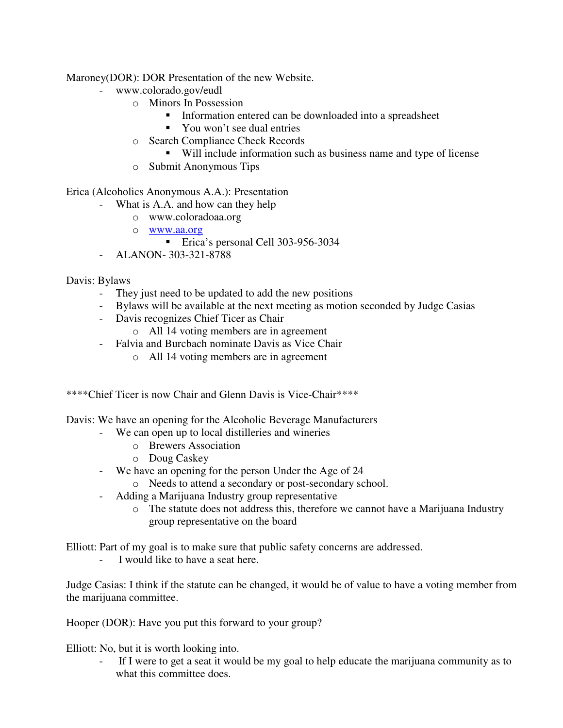Maroney(DOR): DOR Presentation of the new Website.

- www.colorado.gov/eudl
  - Minors In Possession
    - Information entered can be downloaded into a spreadsheet
    - You won't see dual entries
  - Search Compliance Check Records
    - Will include information such as business name and type of license
  - Submit Anonymous Tips

Erica (Alcoholics Anonymous A.A.): Presentation

- What is A.A. and how can they help
  - www.coloradoaa.org
  - www.aa.org
    - Erica's personal Cell 303-956-3034
- ALANON- 303-321-8788

Davis: Bylaws

- They just need to be updated to add the new positions
- Bylaws will be available at the next meeting as motion seconded by Judge Casias
- Davis recognizes Chief Ticer as Chair
  - All 14 voting members are in agreement
- Falvia and Burcbach nominate Davis as Vice Chair
  - All 14 voting members are in agreement

****Chief Ticer is now Chair and Glenn Davis is Vice-Chair****

Davis: We have an opening for the Alcoholic Beverage Manufacturers

- We can open up to local distilleries and wineries
  - Brewers Association
  - Doug Caskey
- We have an opening for the person Under the Age of 24
  - Needs to attend a secondary or post-secondary school.
- Adding a Marijuana Industry group representative
  - The statute does not address this, therefore we cannot have a Marijuana Industry group representative on the board

Elliott: Part of my goal is to make sure that public safety concerns are addressed.

- I would like to have a seat here.

Judge Casias: I think if the statute can be changed, it would be of value to have a voting member from the marijuana committee.

Hooper (DOR): Have you put this forward to your group?

Elliott: No, but it is worth looking into.

- If I were to get a seat it would be my goal to help educate the marijuana community as to what this committee does.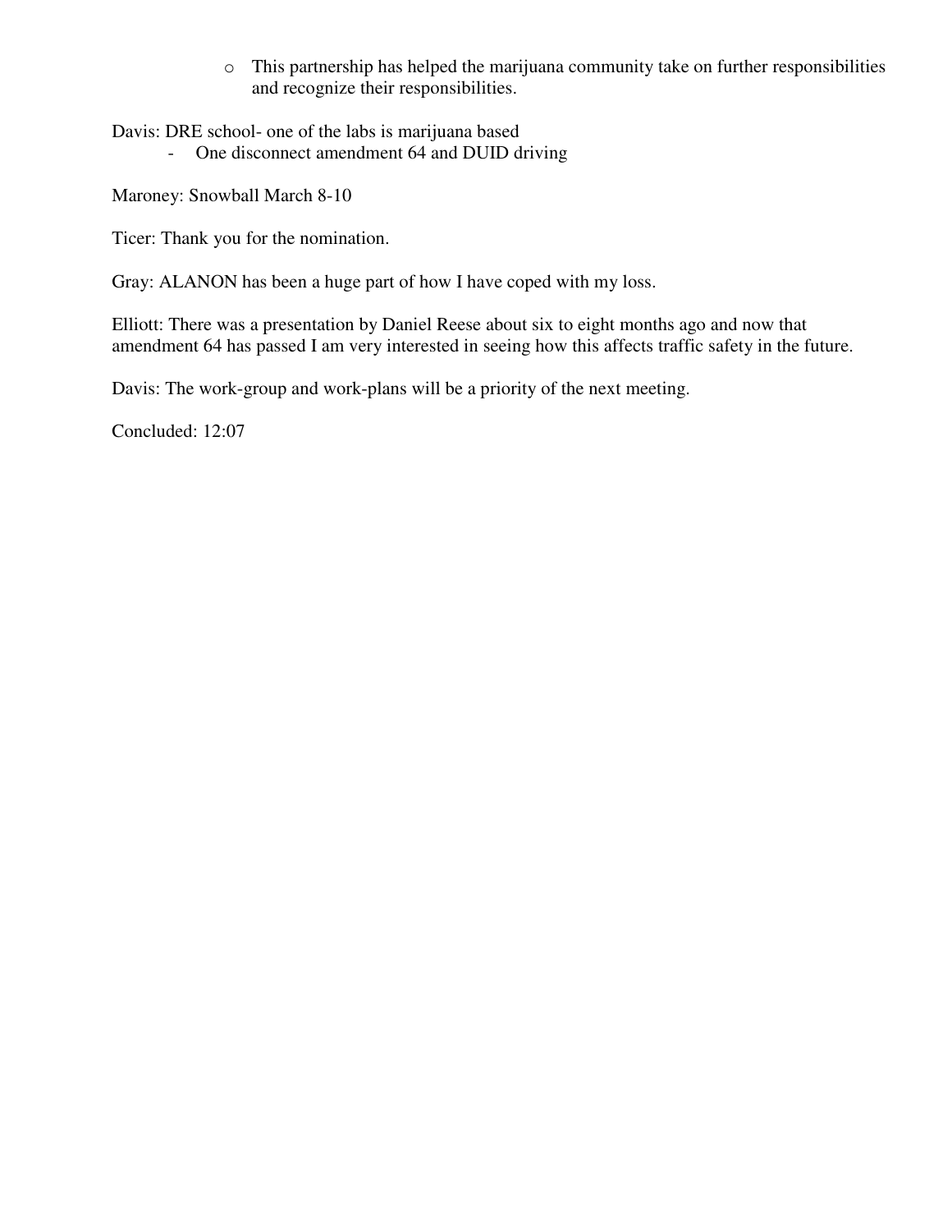- This partnership has helped the marijuana community take on further responsibilities and recognize their responsibilities.

Davis: DRE school- one of the labs is marijuana based

- One disconnect amendment 64 and DUID driving

Maroney: Snowball March 8-10

Ticer: Thank you for the nomination.

Gray: ALANON has been a huge part of how I have coped with my loss.

Elliott: There was a presentation by Daniel Reese about six to eight months ago and now that amendment 64 has passed I am very interested in seeing how this affects traffic safety in the future.

Davis: The work-group and work-plans will be a priority of the next meeting.

Concluded: 12:07